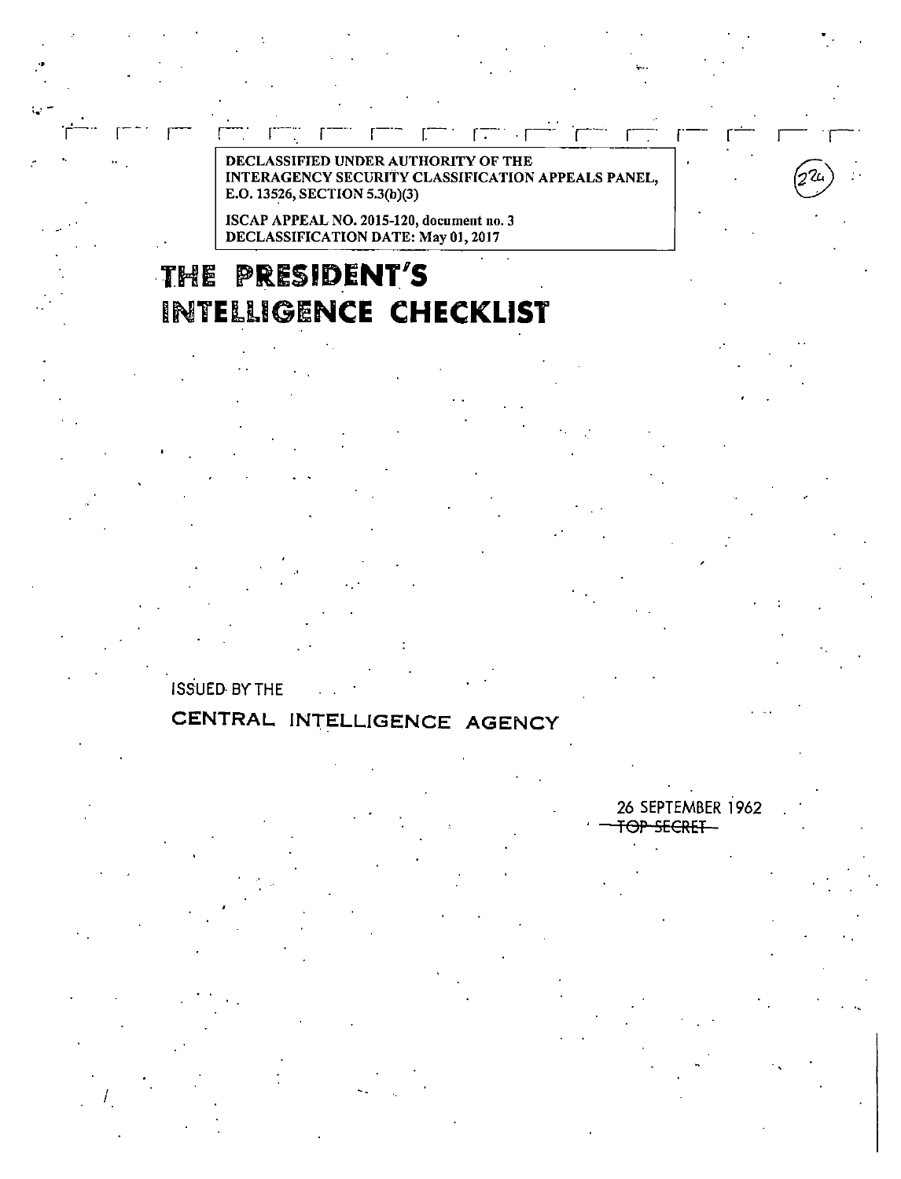DECLASSIFIED UNDER AUTHORITY OF THE
INTERAGENCY SECURITY CLASSIFICATION APPEALS PANEL,
E.O. 13526, SECTION 5.3(b)(3)

ISCAP APPEAL NO. 2015-120, document no. 3
DECLASSIFICATION DATE: May 01, 2017

(26)

# THE PRESIDENT'S INTELLIGENCE CHECKLIST

ISSUED BY THE

## CENTRAL INTELLIGENCE AGENCY

26 SEPTEMBER 1962

~~TOP SECRET~~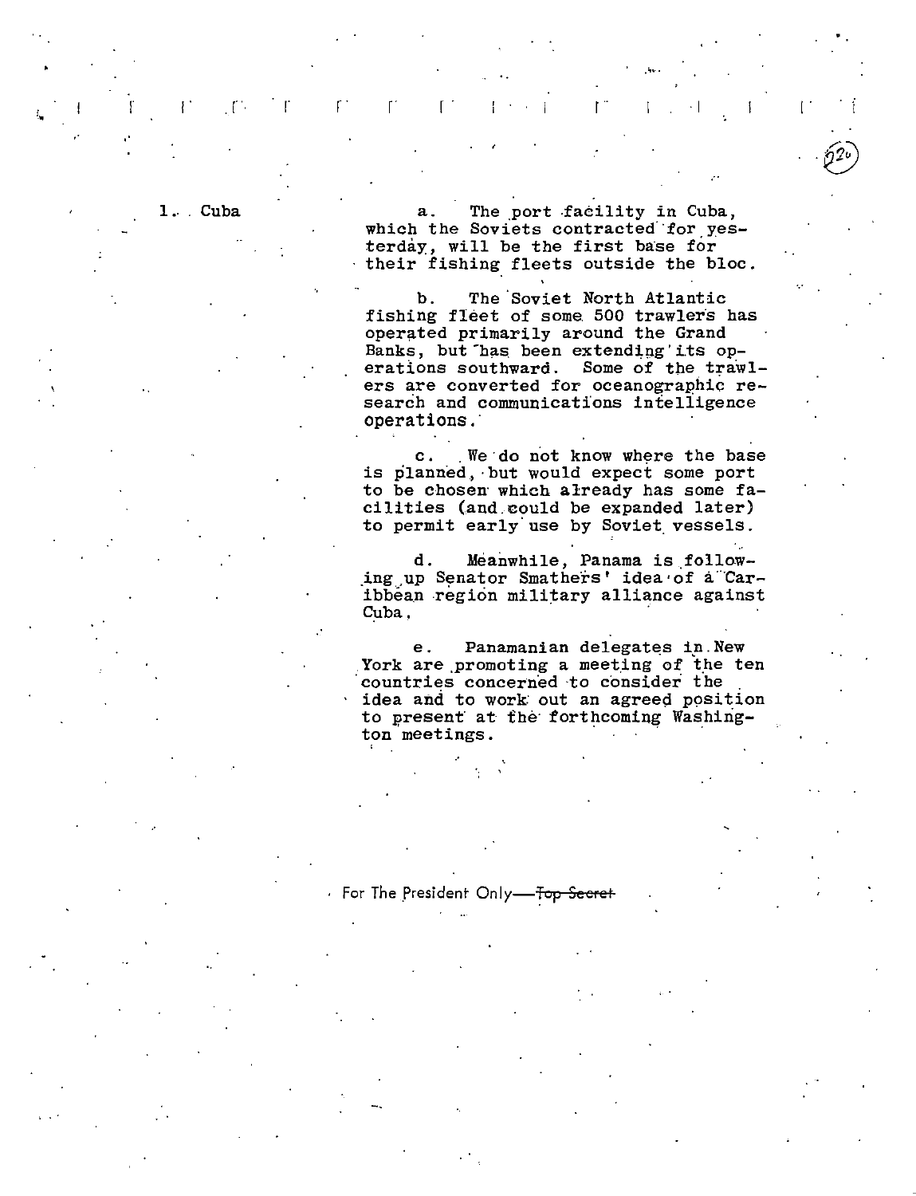## 1. Cuba

a. The port facility in Cuba, which the Soviets contracted for yesterday, will be the first base for their fishing fleets outside the bloc.

b. The Soviet North Atlantic fishing fleet of some 500 trawlers has operated primarily around the Grand Banks, but has been extending its operations southward. Some of the trawlers are converted for oceanographic research and communications intelligence operations.

c. We do not know where the base is planned, but would expect some port to be chosen which already has some facilities (and could be expanded later) to permit early use by Soviet vessels.

d. Meanwhile, Panama is following up Senator Smathers' idea of a Caribbean region military alliance against Cuba.

e. Panamanian delegates in New York are promoting a meeting of the ten countries concerned to consider the idea and to work out an agreed position to present at the forthcoming Washington meetings.

For The President Only—~~Top Secret~~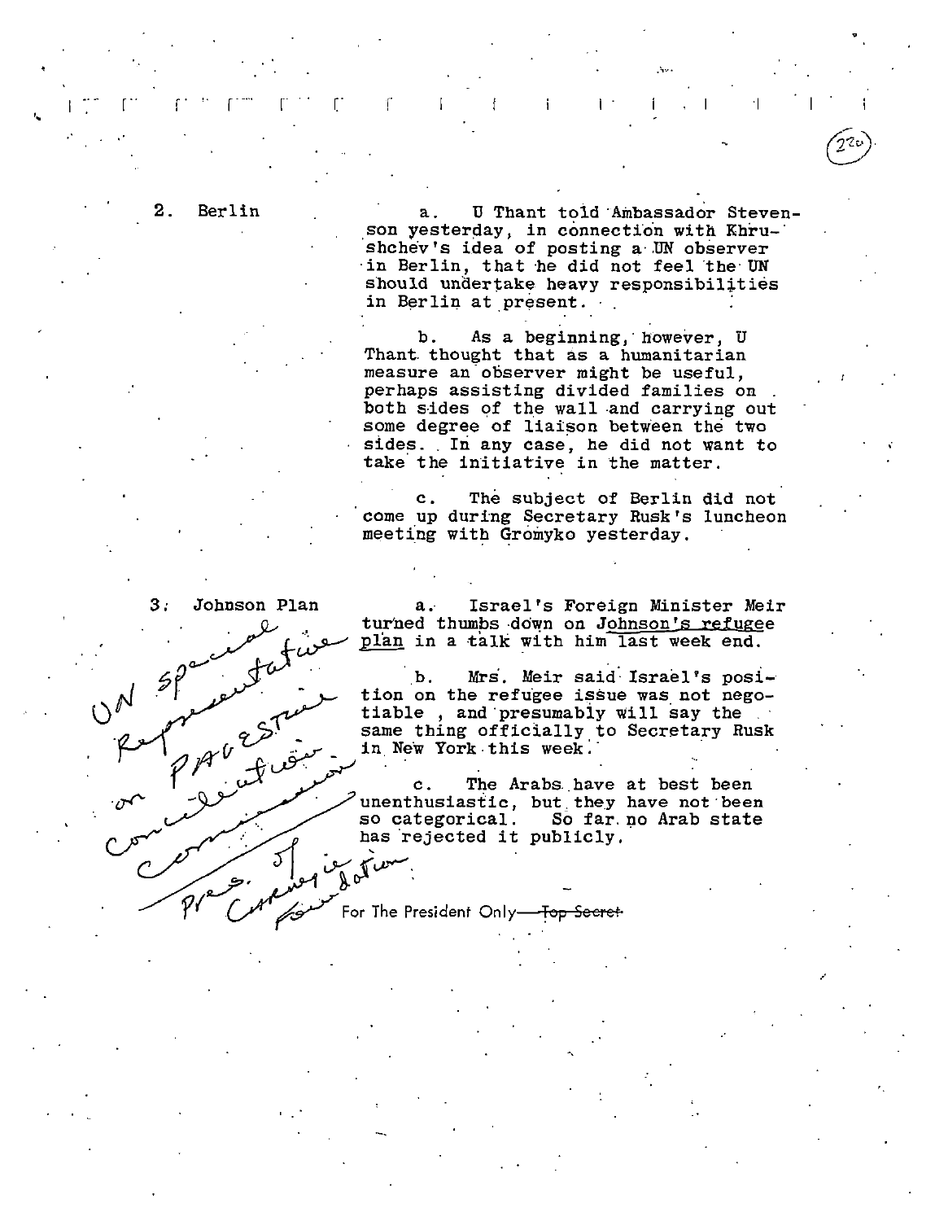**2. Berlin**

a. U Thant told Ambassador Stevenson yesterday, in connection with Khrushchev's idea of posting a UN observer in Berlin, that he did not feel the UN should undertake heavy responsibilities in Berlin at present.

b. As a beginning, however, U Thant thought that as a humanitarian measure an observer might be useful, perhaps assisting divided families on both sides of the wall and carrying out some degree of liaison between the two sides. In any case, he did not want to take the initiative in the matter.

c. The subject of Berlin did not come up during Secretary Rusk's luncheon meeting with Gromyko yesterday.

**3. Johnson Plan**

*UN special Representative on PALESTINE Conciliation Commission*

*Pres. of Carnegie Foundation*

a. Israel's Foreign Minister Meir turned thumbs down on Johnson's refugee plan in a talk with him last week end.

b. Mrs. Meir said Israel's position on the refugee issue was not negotiable, and presumably will say the same thing officially to Secretary Rusk in New York this week.

c. The Arabs have at best been unenthusiastic, but they have not been so categorical. So far no Arab state has rejected it publicly.

For The President Only ~~Top Secret~~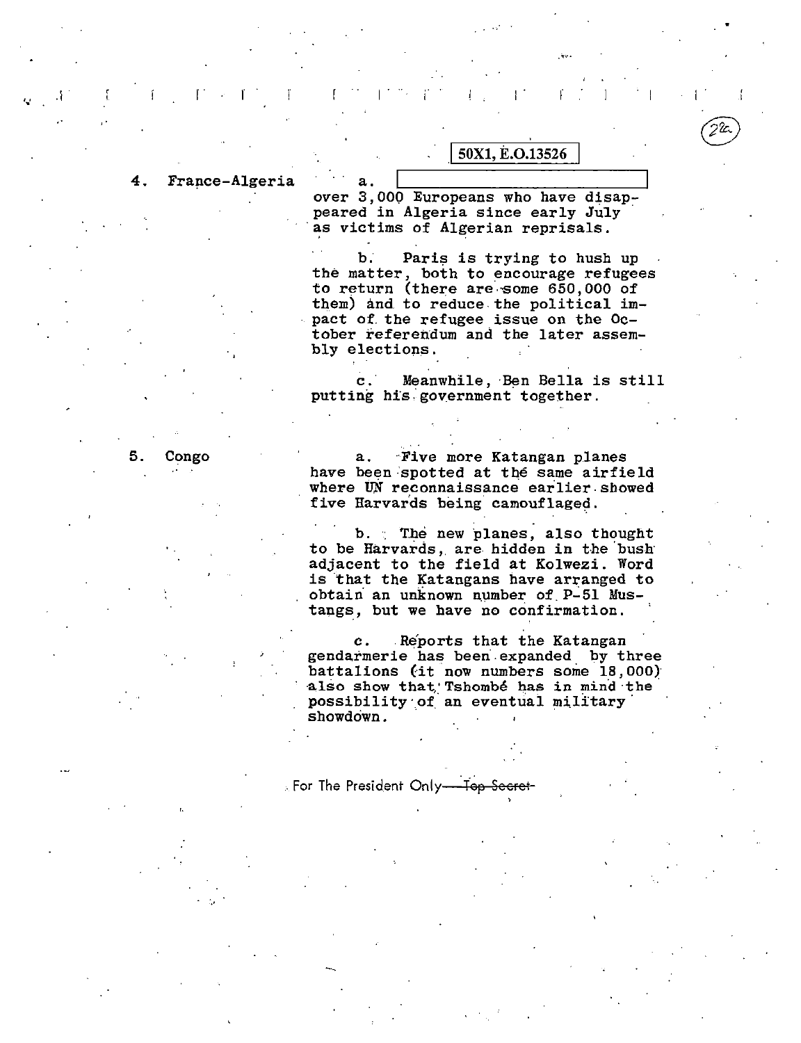50X1, E.O.13526

**4. France-Algeria**

a. [redacted] over 3,000 Europeans who have disappeared in Algeria since early July as victims of Algerian reprisals.

b. Paris is trying to hush up the matter, both to encourage refugees to return (there are some 650,000 of them) and to reduce the political impact of the refugee issue on the October referendum and the later assembly elections.

c. Meanwhile, Ben Bella is still putting his government together.

**5. Congo**

a. Five more Katangan planes have been spotted at the same airfield where UN reconnaissance earlier showed five Harvards being camouflaged.

b. The new planes, also thought to be Harvards, are hidden in the bush adjacent to the field at Kolwezi. Word is that the Katangans have arranged to obtain an unknown number of P-51 Mustangs, but we have no confirmation.

c. Reports that the Katangan gendarmerie has been expanded by three battalions (it now numbers some 18,000) also show that Tshombé has in mind the possibility of an eventual military showdown.

For The President Only ~~Top Secret~~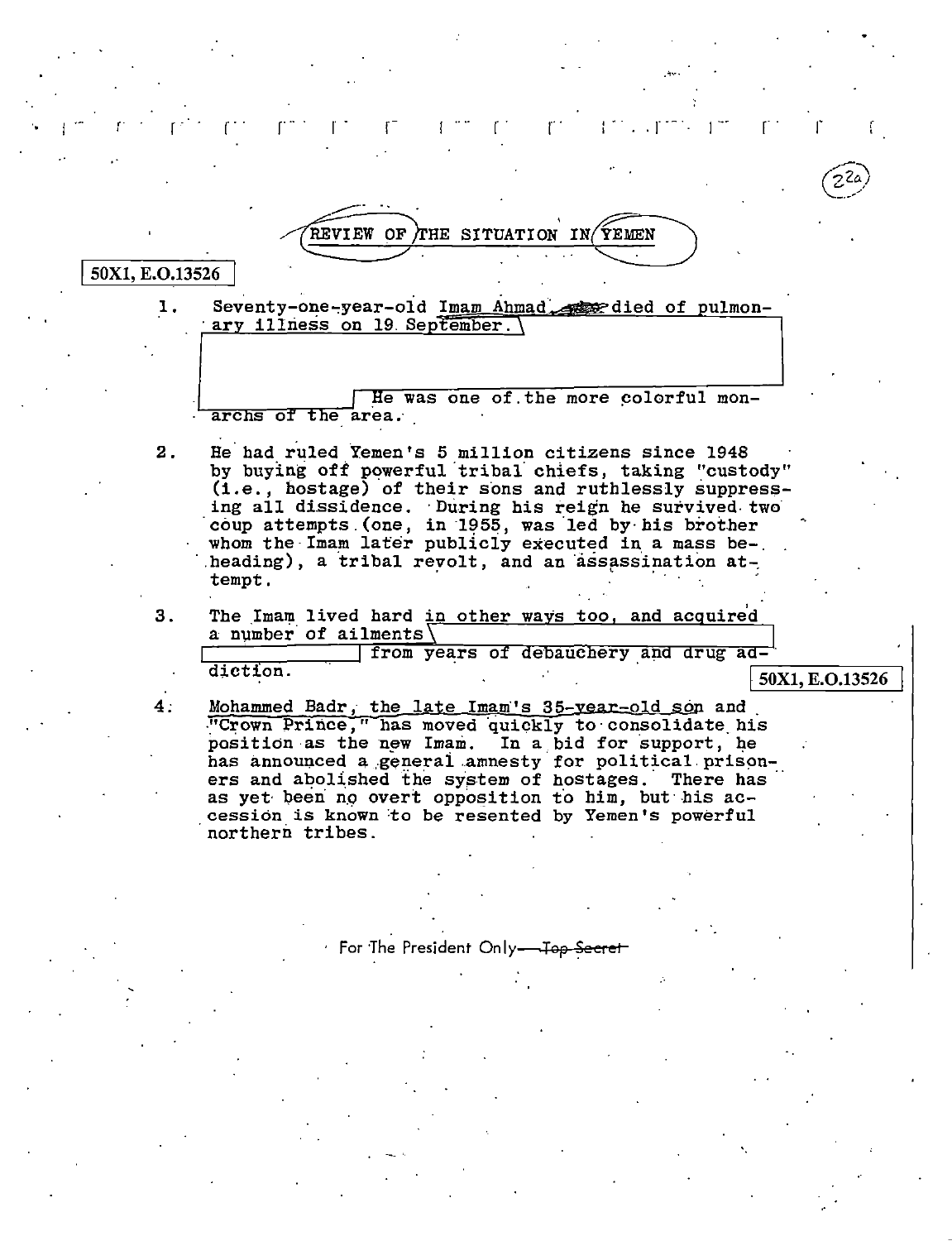# REVIEW OF THE SITUATION IN YEMEN

50X1, E.O.13526

1. Seventy-one-year-old Imam Ahmad died of pulmonary illness on 19 September. He was one of the more colorful monarchs of the area.

2. He had ruled Yemen's 5 million citizens since 1948 by buying off powerful tribal chiefs, taking "custody" (i.e., hostage) of their sons and ruthlessly suppressing all dissidence. During his reign he survived two coup attempts (one, in 1955, was led by his brother whom the Imam later publicly executed in a mass beheading), a tribal revolt, and an assassination attempt.

3. The Imam lived hard in other ways too, and acquired a number of ailments from years of debauchery and drug addiction.

50X1, E.O.13526

4. Mohammed Badr, the late Imam's 35-year-old son and "Crown Prince," has moved quickly to consolidate his position as the new Imam. In a bid for support, he has announced a general amnesty for political prisoners and abolished the system of hostages. There has as yet been no overt opposition to him, but his accession is known to be resented by Yemen's powerful northern tribes.

For The President Only—~~Top Secret~~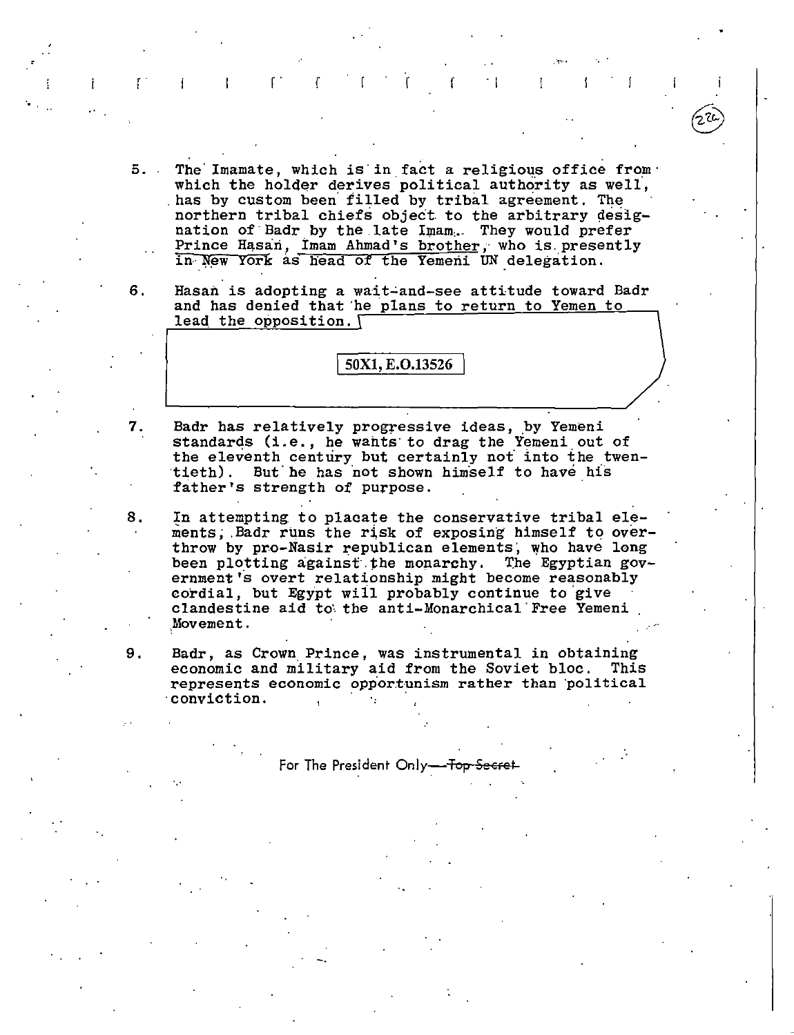5. The Imamate, which is in fact a religious office from which the holder derives political authority as well, has by custom been filled by tribal agreement. The northern tribal chiefs object to the arbitrary designation of Badr by the late Imam. They would prefer Prince Hasan, Imam Ahmad's brother, who is presently in New York as head of the Yemeni UN delegation.

6. Hasan is adopting a wait-and-see attitude toward Badr and has denied that he plans to return to Yemen to lead the opposition.

50X1, E.O.13526

7. Badr has relatively progressive ideas, by Yemeni standards (i.e., he wants to drag the Yemeni out of the eleventh century but certainly not into the twentieth). But he has not shown himself to have his father's strength of purpose.

8. In attempting to placate the conservative tribal elements, Badr runs the risk of exposing himself to overthrow by pro-Nasir republican elements, who have long been plotting against the monarchy. The Egyptian government's overt relationship might become reasonably cordial, but Egypt will probably continue to give clandestine aid to the anti-Monarchical Free Yemeni Movement.

9. Badr, as Crown Prince, was instrumental in obtaining economic and military aid from the Soviet bloc. This represents economic opportunism rather than political conviction.

For The President Only — ~~Top Secret~~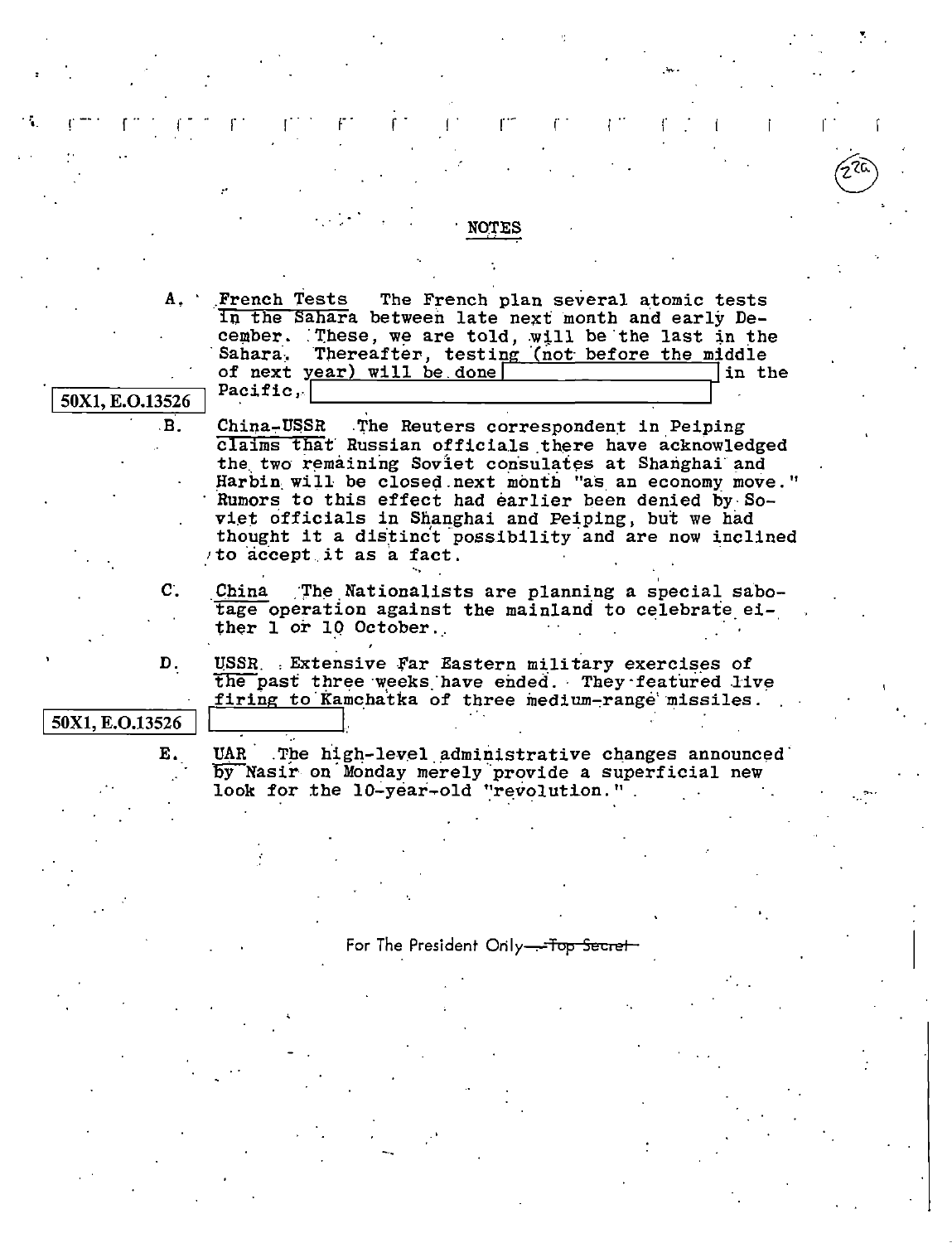## NOTES

A. French Tests The French plan several atomic tests in the Sahara between late next month and early December. These, we are told, will be the last in the Sahara. Thereafter, testing (not before the middle of next year) will be done [REDACTED] in the Pacific, [REDACTED]

50X1, E.O.13526

B. China-USSR The Reuters correspondent in Peiping claims that Russian officials there have acknowledged the two remaining Soviet consulates at Shanghai and Harbin will be closed next month "as an economy move." Rumors to this effect had earlier been denied by Soviet officials in Shanghai and Peiping, but we had thought it a distinct possibility and are now inclined to accept it as a fact.

C. China The Nationalists are planning a special sabotage operation against the mainland to celebrate either 1 or 10 October.

D. USSR Extensive Far Eastern military exercises of the past three weeks have ended. They featured live firing to Kamchatka of three medium-range missiles. [REDACTED]

50X1, E.O.13526

E. UAR The high-level administrative changes announced by Nasir on Monday merely provide a superficial new look for the 10-year-old "revolution."

For The President Only ~~Top Secret~~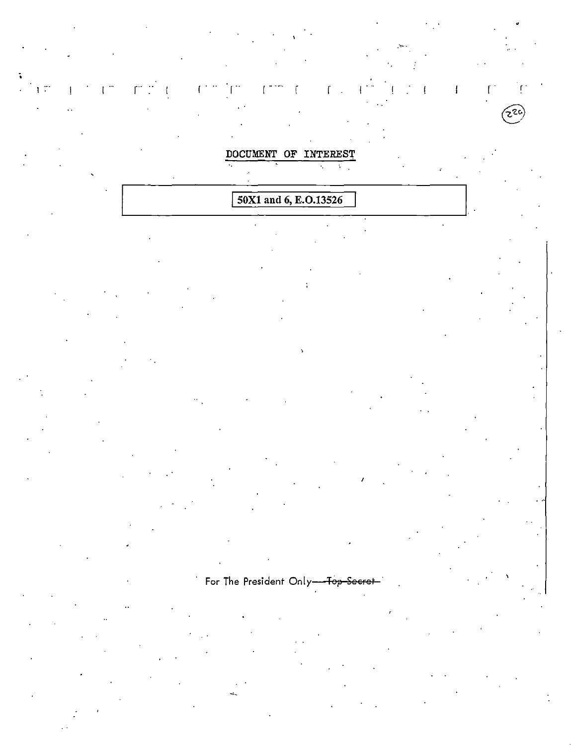## DOCUMENT OF INTEREST

50X1 and 6, E.O.13526

For The President Only—~~Top Secret~~